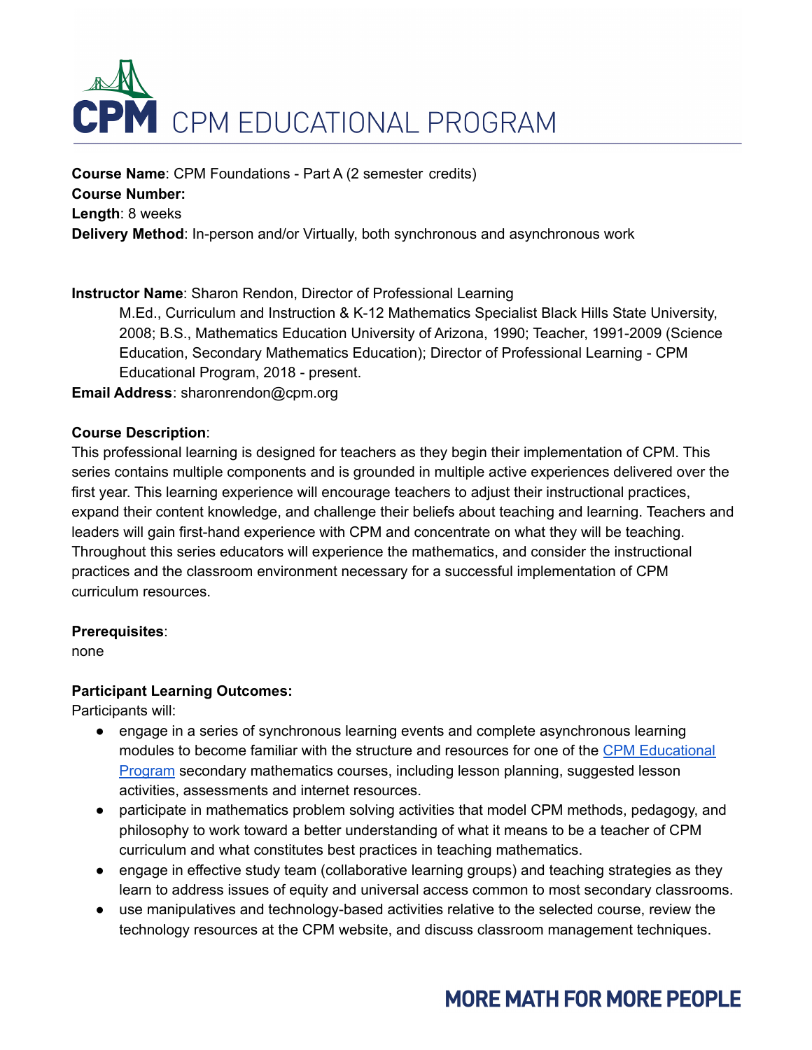# CPM EDUCATIONAL PROGRAM

**Course Name**: CPM Foundations - Part A (2 semester credits)
**Course Number:**
**Length**: 8 weeks
**Delivery Method**: In-person and/or Virtually, both synchronous and asynchronous work

**Instructor Name**: Sharon Rendon, Director of Professional Learning

M.Ed., Curriculum and Instruction & K-12 Mathematics Specialist Black Hills State University, 2008; B.S., Mathematics Education University of Arizona, 1990; Teacher, 1991-2009 (Science Education, Secondary Mathematics Education); Director of Professional Learning - CPM Educational Program, 2018 - present.

**Email Address**: sharonrendon@cpm.org

**Course Description**:

This professional learning is designed for teachers as they begin their implementation of CPM. This series contains multiple components and is grounded in multiple active experiences delivered over the first year. This learning experience will encourage teachers to adjust their instructional practices, expand their content knowledge, and challenge their beliefs about teaching and learning. Teachers and leaders will gain first-hand experience with CPM and concentrate on what they will be teaching. Throughout this series educators will experience the mathematics, and consider the instructional practices and the classroom environment necessary for a successful implementation of CPM curriculum resources.

**Prerequisites**:

none

**Participant Learning Outcomes:**

Participants will:

- engage in a series of synchronous learning events and complete asynchronous learning modules to become familiar with the structure and resources for one of the CPM Educational Program secondary mathematics courses, including lesson planning, suggested lesson activities, assessments and internet resources.
- participate in mathematics problem solving activities that model CPM methods, pedagogy, and philosophy to work toward a better understanding of what it means to be a teacher of CPM curriculum and what constitutes best practices in teaching mathematics.
- engage in effective study team (collaborative learning groups) and teaching strategies as they learn to address issues of equity and universal access common to most secondary classrooms.
- use manipulatives and technology-based activities relative to the selected course, review the technology resources at the CPM website, and discuss classroom management techniques.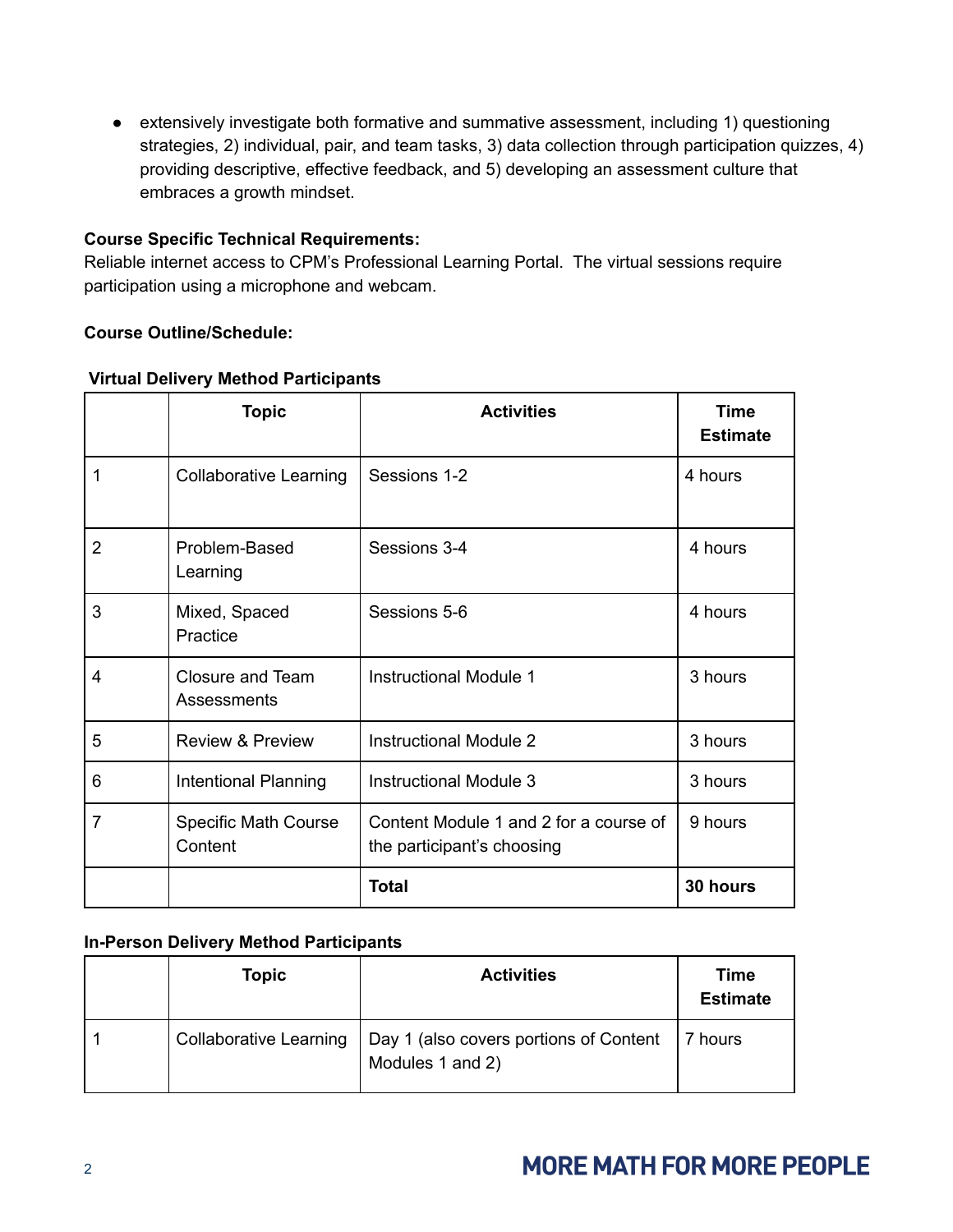- extensively investigate both formative and summative assessment, including 1) questioning strategies, 2) individual, pair, and team tasks, 3) data collection through participation quizzes, 4) providing descriptive, effective feedback, and 5) developing an assessment culture that embraces a growth mindset.

**Course Specific Technical Requirements:**
Reliable internet access to CPM's Professional Learning Portal. The virtual sessions require participation using a microphone and webcam.

**Course Outline/Schedule:**

**Virtual Delivery Method Participants**

| | Topic | Activities | Time Estimate |
|---|---|---|---|
| 1 | Collaborative Learning | Sessions 1-2 | 4 hours |
| 2 | Problem-Based Learning | Sessions 3-4 | 4 hours |
| 3 | Mixed, Spaced Practice | Sessions 5-6 | 4 hours |
| 4 | Closure and Team Assessments | Instructional Module 1 | 3 hours |
| 5 | Review & Preview | Instructional Module 2 | 3 hours |
| 6 | Intentional Planning | Instructional Module 3 | 3 hours |
| 7 | Specific Math Course Content | Content Module 1 and 2 for a course of the participant's choosing | 9 hours |
| | | **Total** | **30 hours** |

**In-Person Delivery Method Participants**

| | Topic | Activities | Time Estimate |
|---|---|---|---|
| 1 | Collaborative Learning | Day 1 (also covers portions of Content Modules 1 and 2) | 7 hours |

MORE MATH FOR MORE PEOPLE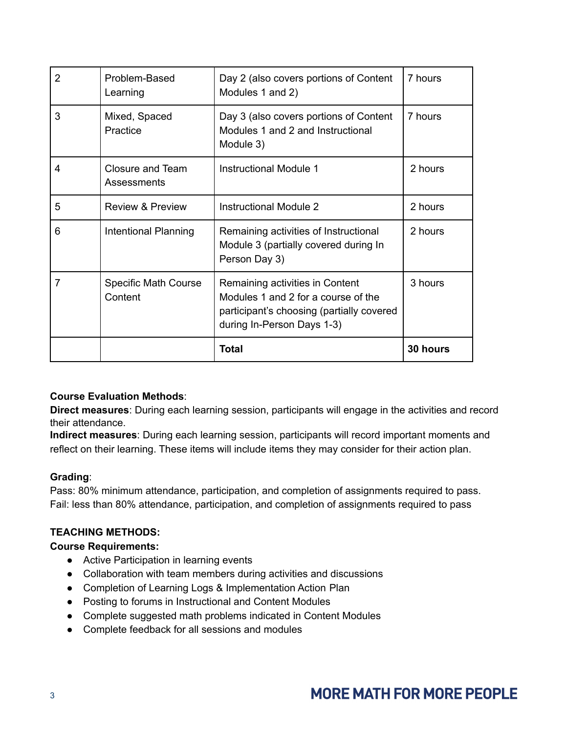| | | | |
|---|---|---|---|
| 2 | Problem-Based Learning | Day 2 (also covers portions of Content Modules 1 and 2) | 7 hours |
| 3 | Mixed, Spaced Practice | Day 3 (also covers portions of Content Modules 1 and 2 and Instructional Module 3) | 7 hours |
| 4 | Closure and Team Assessments | Instructional Module 1 | 2 hours |
| 5 | Review & Preview | Instructional Module 2 | 2 hours |
| 6 | Intentional Planning | Remaining activities of Instructional Module 3 (partially covered during In Person Day 3) | 2 hours |
| 7 | Specific Math Course Content | Remaining activities in Content Modules 1 and 2 for a course of the participant's choosing (partially covered during In-Person Days 1-3) | 3 hours |
| | | **Total** | **30 hours** |

**Course Evaluation Methods**:
**Direct measures**: During each learning session, participants will engage in the activities and record their attendance.
**Indirect measures**: During each learning session, participants will record important moments and reflect on their learning. These items will include items they may consider for their action plan.

**Grading**:
Pass: 80% minimum attendance, participation, and completion of assignments required to pass.
Fail: less than 80% attendance, participation, and completion of assignments required to pass

**TEACHING METHODS:**
**Course Requirements:**

- Active Participation in learning events
- Collaboration with team members during activities and discussions
- Completion of Learning Logs & Implementation Action Plan
- Posting to forums in Instructional and Content Modules
- Complete suggested math problems indicated in Content Modules
- Complete feedback for all sessions and modules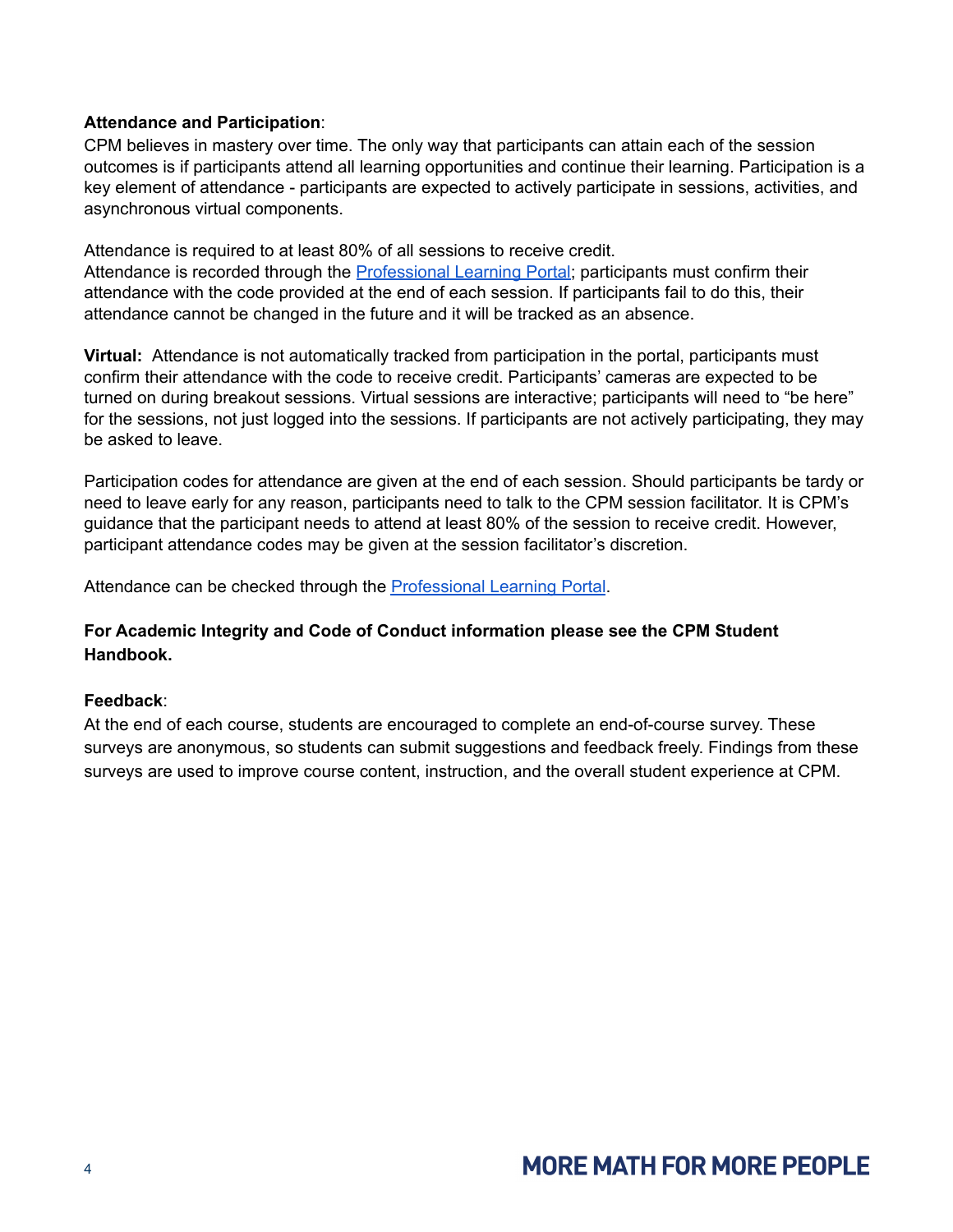**Attendance and Participation**:
CPM believes in mastery over time. The only way that participants can attain each of the session outcomes is if participants attend all learning opportunities and continue their learning. Participation is a key element of attendance - participants are expected to actively participate in sessions, activities, and asynchronous virtual components.

Attendance is required to at least 80% of all sessions to receive credit.
Attendance is recorded through the Professional Learning Portal; participants must confirm their attendance with the code provided at the end of each session. If participants fail to do this, their attendance cannot be changed in the future and it will be tracked as an absence.

**Virtual:** Attendance is not automatically tracked from participation in the portal, participants must confirm their attendance with the code to receive credit. Participants' cameras are expected to be turned on during breakout sessions. Virtual sessions are interactive; participants will need to "be here" for the sessions, not just logged into the sessions. If participants are not actively participating, they may be asked to leave.

Participation codes for attendance are given at the end of each session. Should participants be tardy or need to leave early for any reason, participants need to talk to the CPM session facilitator. It is CPM's guidance that the participant needs to attend at least 80% of the session to receive credit. However, participant attendance codes may be given at the session facilitator's discretion.

Attendance can be checked through the Professional Learning Portal.

**For Academic Integrity and Code of Conduct information please see the CPM Student Handbook.**

**Feedback**:
At the end of each course, students are encouraged to complete an end-of-course survey. These surveys are anonymous, so students can submit suggestions and feedback freely. Findings from these surveys are used to improve course content, instruction, and the overall student experience at CPM.